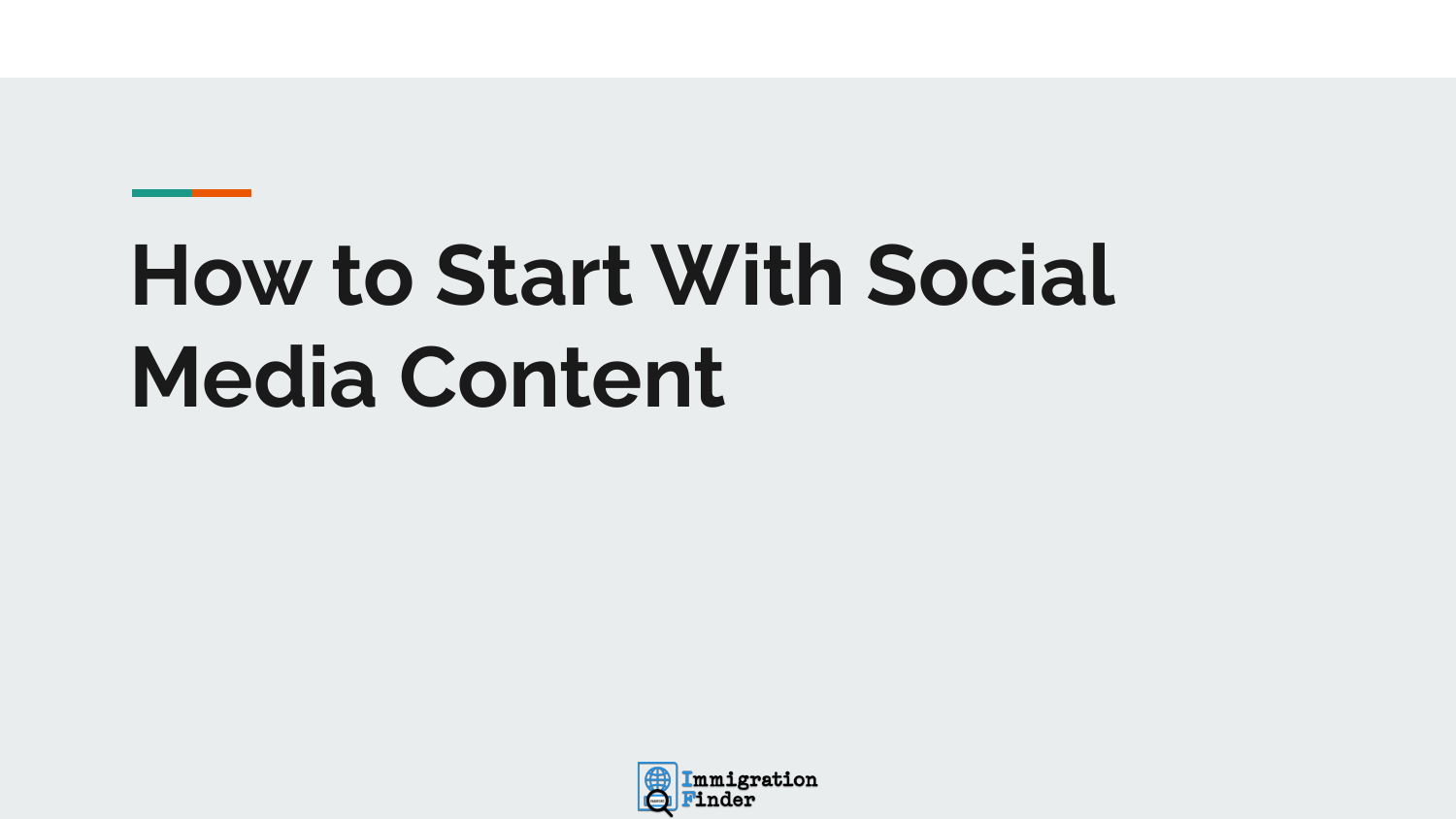# How to Start With Social Media Content

Immigration Finder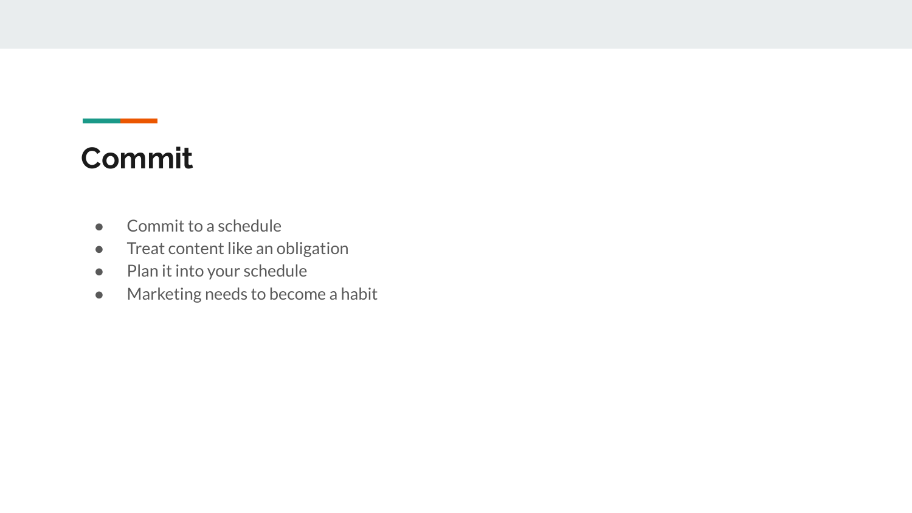# Commit

- Commit to a schedule
- Treat content like an obligation
- Plan it into your schedule
- Marketing needs to become a habit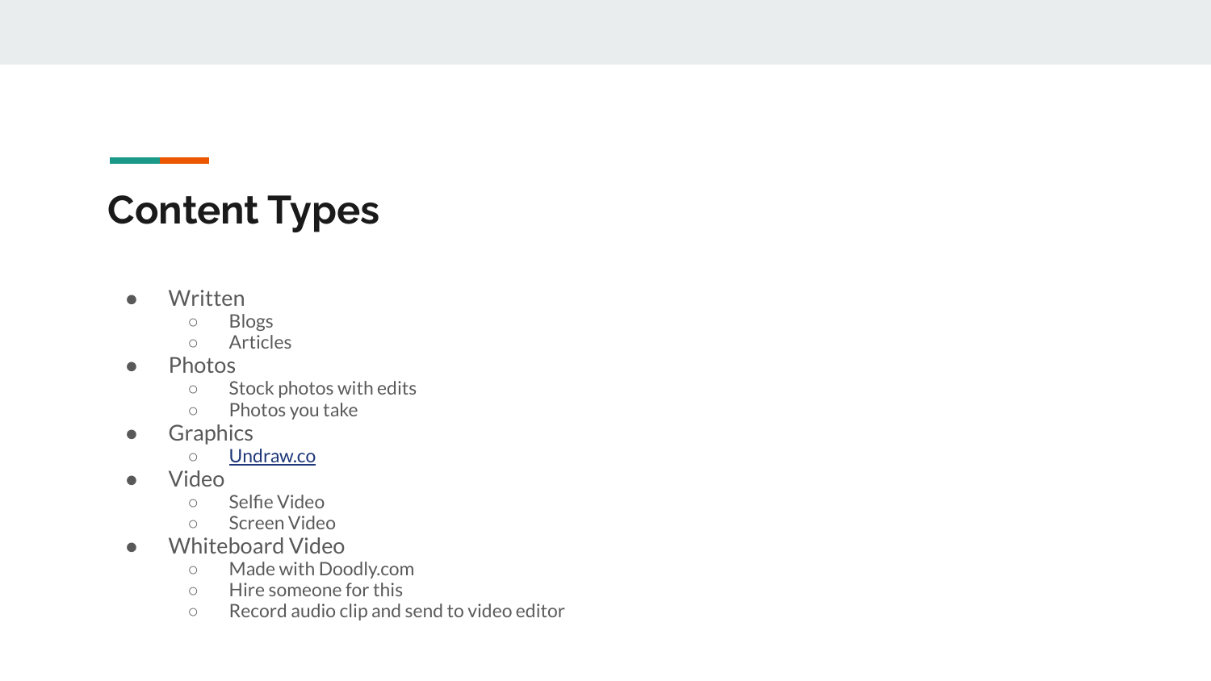# Content Types

- Written
  - Blogs
  - Articles
- Photos
  - Stock photos with edits
  - Photos you take
- Graphics
  - Undraw.co
- Video
  - Selfie Video
  - Screen Video
- Whiteboard Video
  - Made with Doodly.com
  - Hire someone for this
  - Record audio clip and send to video editor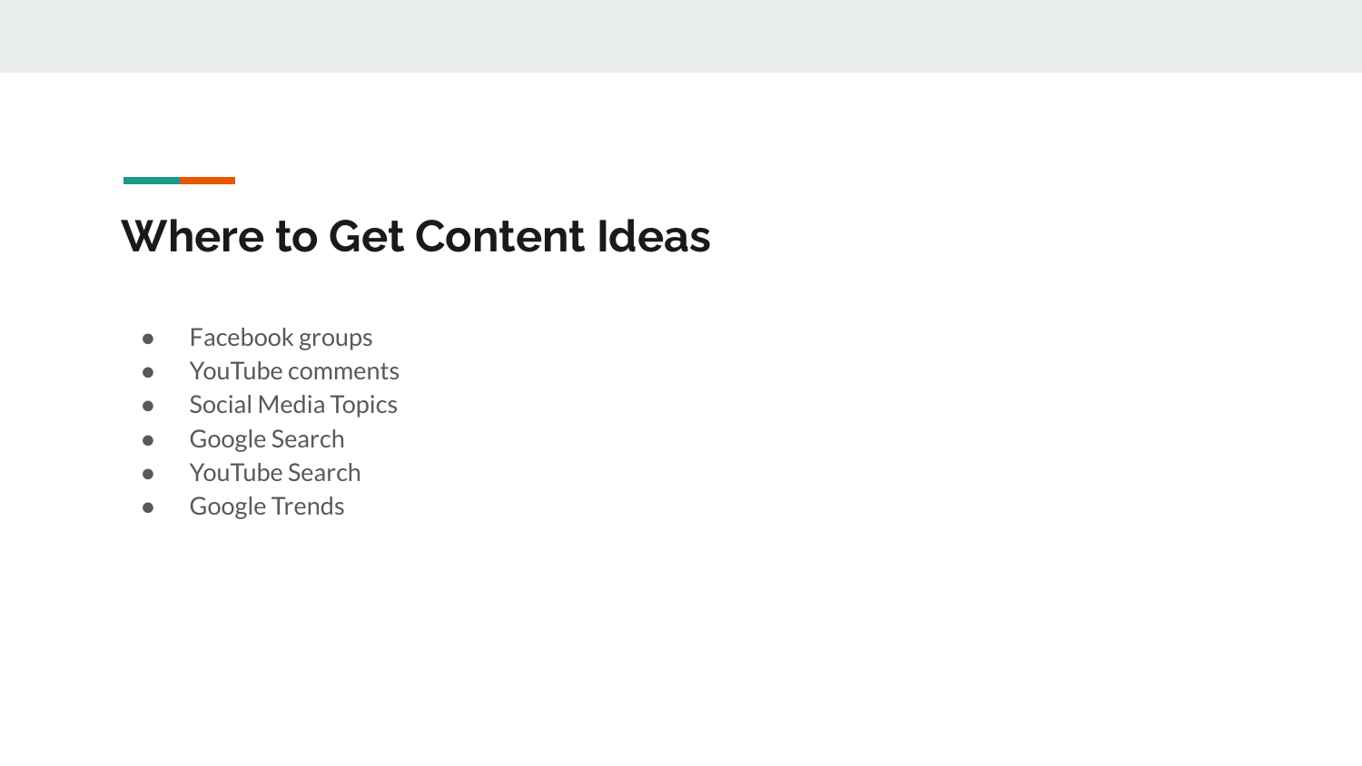## Where to Get Content Ideas

- Facebook groups
- YouTube comments
- Social Media Topics
- Google Search
- YouTube Search
- Google Trends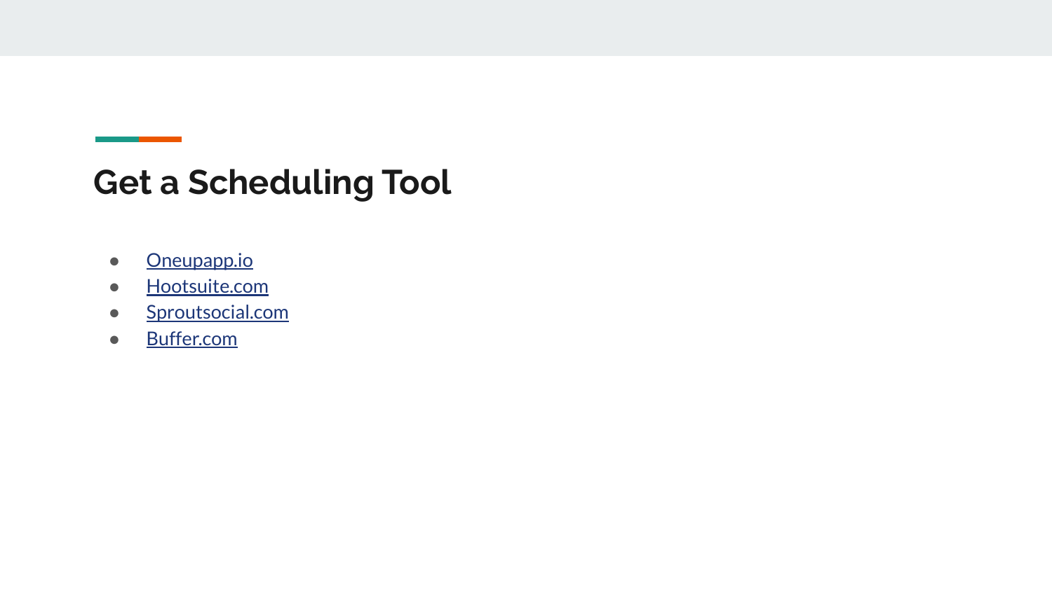## Get a Scheduling Tool

- Oneupapp.io
- Hootsuite.com
- Sproutsocial.com
- Buffer.com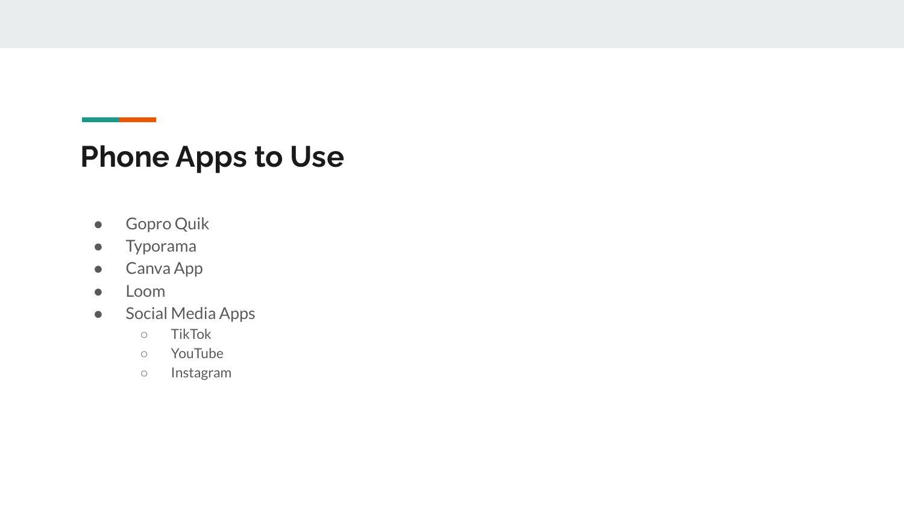# Phone Apps to Use

- Gopro Quik
- Typorama
- Canva App
- Loom
- Social Media Apps
  - TikTok
  - YouTube
  - Instagram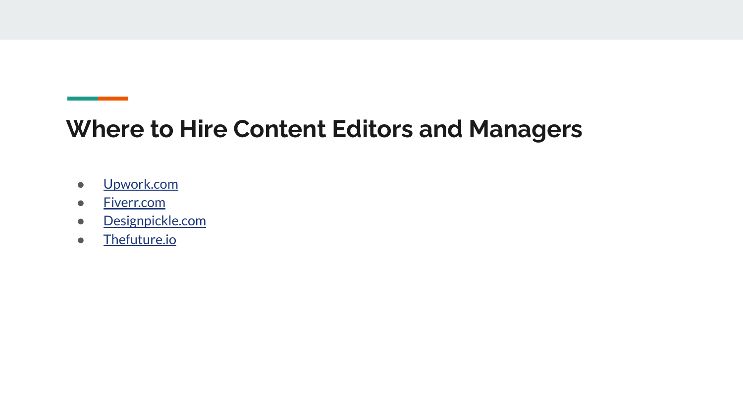## Where to Hire Content Editors and Managers

- Upwork.com
- Fiverr.com
- Designpickle.com
- Thefuture.io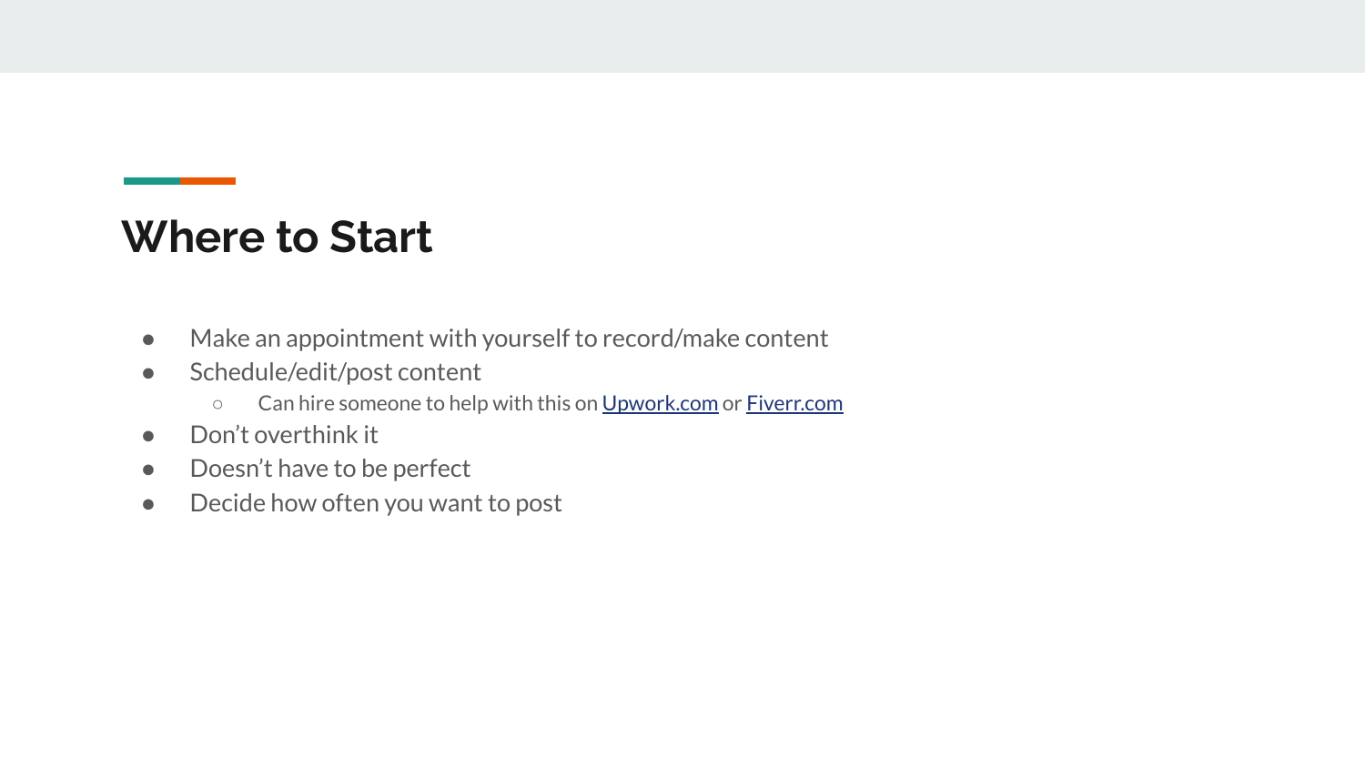## Where to Start

- Make an appointment with yourself to record/make content
- Schedule/edit/post content
    - Can hire someone to help with this on [Upwork.com](https://www.upwork.com) or [Fiverr.com](https://www.fiverr.com)
- Don't overthink it
- Doesn't have to be perfect
- Decide how often you want to post